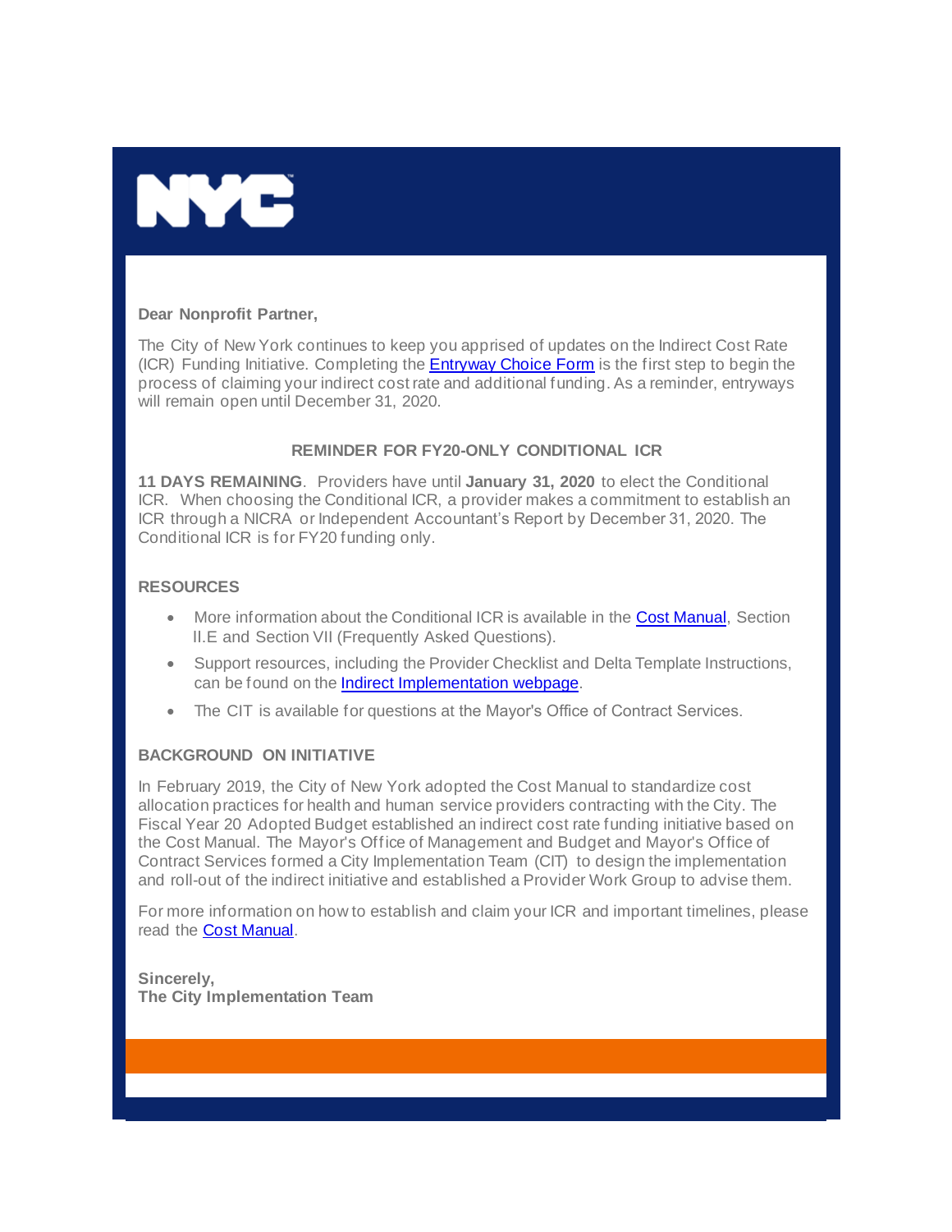NYC

**Dear Nonprofit Partner,**

The City of New York continues to keep you apprised of updates on the Indirect Cost Rate (ICR) Funding Initiative. Completing the [Entryway Choice Form] is the first step to begin the process of claiming your indirect cost rate and additional funding. As a reminder, entryways will remain open until December 31, 2020.

### REMINDER FOR FY20-ONLY CONDITIONAL ICR

**11 DAYS REMAINING**. Providers have until **January 31, 2020** to elect the Conditional ICR. When choosing the Conditional ICR, a provider makes a commitment to establish an ICR through a NICRA or Independent Accountant's Report by December 31, 2020. The Conditional ICR is for FY20 funding only.

### RESOURCES

- More information about the Conditional ICR is available in the [Cost Manual], Section II.E and Section VII (Frequently Asked Questions).
- Support resources, including the Provider Checklist and Delta Template Instructions, can be found on the [Indirect Implementation webpage].
- The CIT is available for questions at the Mayor's Office of Contract Services.

### BACKGROUND ON INITIATIVE

In February 2019, the City of New York adopted the Cost Manual to standardize cost allocation practices for health and human service providers contracting with the City. The Fiscal Year 20 Adopted Budget established an indirect cost rate funding initiative based on the Cost Manual. The Mayor's Office of Management and Budget and Mayor's Office of Contract Services formed a City Implementation Team (CIT) to design the implementation and roll-out of the indirect initiative and established a Provider Work Group to advise them.

For more information on how to establish and claim your ICR and important timelines, please read the [Cost Manual].

**Sincerely,**
**The City Implementation Team**